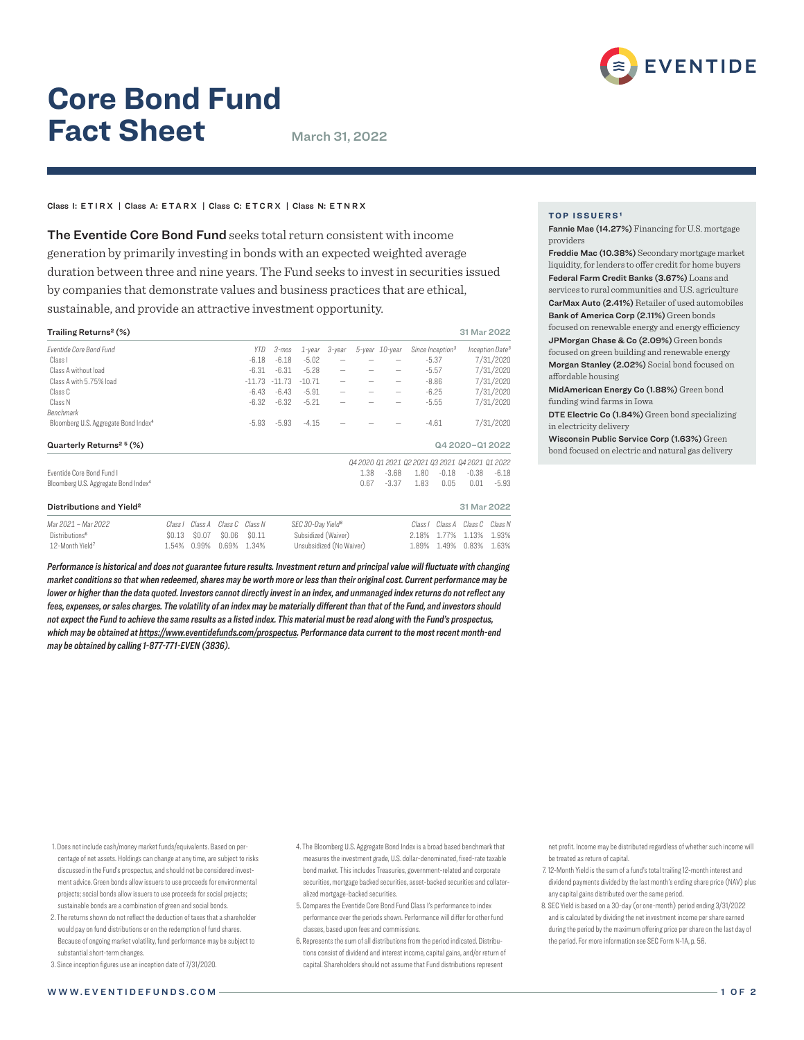# Core Bond Fund Fact Sheet

March 31, 2022

Class I: ETIRX | Class A: ETARX | Class C: ETCRX | Class N: ETNRX

**The Eventide Core Bond Fund** seeks total return consistent with income generation by primarily investing in bonds with an expected weighted average duration between three and nine years. The Fund seeks to invest in securities issued by companies that demonstrate values and business practices that are ethical, sustainable, and provide an attractive investment opportunity.

### Trailing Returns[2] (%)

31 Mar 2022

| *Eventide Core Bond Fund* | *YTD* | *3-mos* | *1-year* | *3-year* | *5-year* | *10-year* | *Since Inception[3]* | *Inception Date[3]* |
|---|---|---|---|---|---|---|---|---|
| Class I | -6.18 | -6.18 | -5.02 | – | – | – | -5.37 | 7/31/2020 |
| Class A without load | -6.31 | -6.31 | -5.28 | – | – | – | -5.57 | 7/31/2020 |
| Class A with 5.75% load | -11.73 | -11.73 | -10.71 | – | – | – | -8.86 | 7/31/2020 |
| Class C | -6.43 | -6.43 | -5.91 | – | – | – | -6.25 | 7/31/2020 |
| Class N | -6.32 | -6.32 | -5.21 | – | – | – | -5.55 | 7/31/2020 |
| *Benchmark* | | | | | | | | |
| Bloomberg U.S. Aggregate Bond Index[4] | -5.93 | -5.93 | -4.15 | – | – | – | -4.61 | 7/31/2020 |

### Quarterly Returns[2 5] (%)

Q4 2020–Q1 2022

| | *Q4 2020* | *Q1 2021* | *Q2 2021* | *Q3 2021* | *Q4 2021* | *Q1 2022* |
|---|---|---|---|---|---|---|
| Eventide Core Bond Fund I | 1.38 | -3.68 | 1.80 | -0.18 | -0.38 | -6.18 |
| Bloomberg U.S. Aggregate Bond Index[4] | 0.67 | -3.37 | 1.83 | 0.05 | 0.01 | -5.93 |

### Distributions and Yield[2]

31 Mar 2022

| *Mar 2021 – Mar 2022* | *Class I* | *Class A* | *Class C* | *Class N* |
|---|---|---|---|---|
| Distributions[6] | $0.13 | $0.07 | $0.06 | $0.11 |
| 12-Month Yield[7] | 1.54% | 0.99% | 0.69% | 1.34% |

| *SEC 30-Day Yield[8]* | *Class I* | *Class A* | *Class C* | *Class N* |
|---|---|---|---|---|
| Subsidized (Waiver) | 2.18% | 1.77% | 1.13% | 1.93% |
| Unsubsidized (No Waiver) | 1.89% | 1.49% | 0.83% | 1.63% |

***Performance is historical and does not guarantee future results. Investment return and principal value will fluctuate with changing market conditions so that when redeemed, shares may be worth more or less than their original cost. Current performance may be lower or higher than the data quoted. Investors cannot directly invest in an index, and unmanaged index returns do not reflect any fees, expenses, or sales charges. The volatility of an index may be materially different than that of the Fund, and investors should not expect the Fund to achieve the same results as a listed index. This material must be read along with the Fund's prospectus, which may be obtained at https://www.eventidefunds.com/prospectus. Performance data current to the most recent month-end may be obtained by calling 1-877-771-EVEN (3836).***

### TOP ISSUERS[1]

**Fannie Mae (14.27%)** Financing for U.S. mortgage providers

**Freddie Mac (10.38%)** Secondary mortgage market liquidity, for lenders to offer credit for home buyers

**Federal Farm Credit Banks (3.67%)** Loans and services to rural communities and U.S. agriculture

**CarMax Auto (2.41%)** Retailer of used automobiles

**Bank of America Corp (2.11%)** Green bonds focused on renewable energy and energy efficiency

**JPMorgan Chase & Co (2.09%)** Green bonds focused on green building and renewable energy

**Morgan Stanley (2.02%)** Social bond focused on affordable housing

**MidAmerican Energy Co (1.88%)** Green bond funding wind farms in Iowa

**DTE Electric Co (1.84%)** Green bond specializing in electricity delivery

**Wisconsin Public Service Corp (1.63%)** Green bond focused on electric and natural gas delivery

1. Does not include cash/money market funds/equivalents. Based on percentage of net assets. Holdings can change at any time, are subject to risks discussed in the Fund's prospectus, and should not be considered investment advice. Green bonds allow issuers to use proceeds for environmental projects; social bonds allow issuers to use proceeds for social projects; sustainable bonds are a combination of green and social bonds.
2. The returns shown do not reflect the deduction of taxes that a shareholder would pay on fund distributions or on the redemption of fund shares. Because of ongoing market volatility, fund performance may be subject to substantial short-term changes.
3. Since inception figures use an inception date of 7/31/2020.
4. The Bloomberg U.S. Aggregate Bond Index is a broad based benchmark that measures the investment grade, U.S. dollar-denominated, fixed-rate taxable bond market. This includes Treasuries, government-related and corporate securities, mortgage backed securities, asset-backed securities and collateralized mortgage-backed securities.
5. Compares the Eventide Core Bond Fund Class I's performance to index performance over the periods shown. Performance will differ for other fund classes, based upon fees and commissions.
6. Represents the sum of all distributions from the period indicated. Distributions consist of dividend and interest income, capital gains, and/or return of capital. Shareholders should not assume that Fund distributions represent net profit. Income may be distributed regardless of whether such income will be treated as return of capital.
7. 12-Month Yield is the sum of a fund's total trailing 12-month interest and dividend payments divided by the last month's ending share price (NAV) plus any capital gains distributed over the same period.
8. SEC Yield is based on a 30-day (or one-month) period ending 3/31/2022 and is calculated by dividing the net investment income per share earned during the period by the maximum offering price per share on the last day of the period. For more information see SEC Form N-1A, p. 56.

WWW.EVENTIDEFUNDS.COM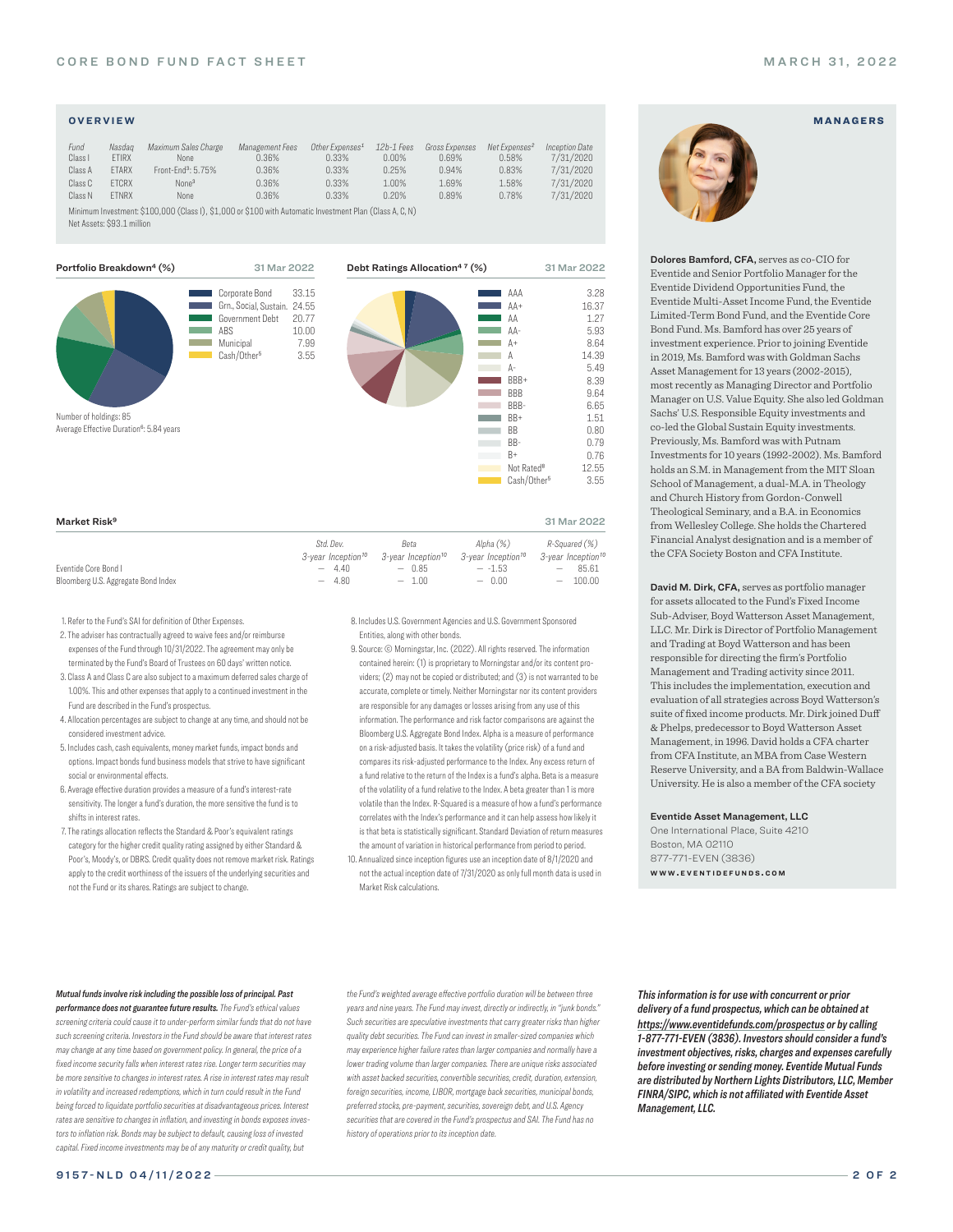## OVERVIEW

| Fund | Nasdaq | Maximum Sales Charge | Management Fees | Other Expenses[1] | 12b-1 Fees | Gross Expenses | Net Expenses[2] | Inception Date |
|---|---|---|---|---|---|---|---|---|
| Class I | ETIRX | None | 0.36% | 0.33% | 0.00% | 0.69% | 0.58% | 7/31/2020 |
| Class A | ETARX | Front-End[3]: 5.75% | 0.36% | 0.33% | 0.25% | 0.94% | 0.83% | 7/31/2020 |
| Class C | ETCRX | None[3] | 0.36% | 0.33% | 1.00% | 1.69% | 1.58% | 7/31/2020 |
| Class N | ETNRX | None | 0.36% | 0.33% | 0.20% | 0.89% | 0.78% | 7/31/2020 |

Minimum Investment: $100,000 (Class I), $1,000 or $100 with Automatic Investment Plan (Class A, C, N)
Net Assets: $93.1 million

### Portfolio Breakdown[4] (%) — 31 Mar 2022

Corporate Bond 33.15
Grn., Social, Sustain. 24.55
Government Debt 20.77
ABS 10.00
Municipal 7.99
Cash/Other[5] 3.55

Number of holdings: 85
Average Effective Duration[6]: 5.84 years

### Debt Ratings Allocation[4 7] (%) — 31 Mar 2022

AAA 3.28
AA+ 16.37
AA 1.27
AA- 5.93
A+ 8.64
A 14.39
A- 5.49
BBB+ 8.39
BBB 9.64
BBB- 6.65
BB+ 1.51
BB 0.80
BB- 0.79
B+ 0.76
Not Rated[8] 12.55
Cash/Other[5] 3.55

### Market Risk[9] — 31 Mar 2022

| | Std. Dev. 3-year Inception[10] | Beta 3-year Inception[10] | Alpha (%) 3-year Inception[10] | R-Squared (%) 3-year Inception[10] |
|---|---|---|---|---|
| Eventide Core Bond I | — 4.40 | — 0.85 | — -1.53 | — 85.61 |
| Bloomberg U.S. Aggregate Bond Index | — 4.80 | — 1.00 | — 0.00 | — 100.00 |

1. Refer to the Fund's SAI for definition of Other Expenses.
2. The adviser has contractually agreed to waive fees and/or reimburse expenses of the Fund through 10/31/2022. The agreement may only be terminated by the Fund's Board of Trustees on 60 days' written notice.
3. Class A and Class C are also subject to a maximum deferred sales charge of 1.00%. This and other expenses that apply to a continued investment in the Fund are described in the Fund's prospectus.
4. Allocation percentages are subject to change at any time, and should not be considered investment advice.
5. Includes cash, cash equivalents, money market funds, impact bonds and options. Impact bonds fund business models that strive to have significant social or environmental effects.
6. Average effective duration provides a measure of a fund's interest-rate sensitivity. The longer a fund's duration, the more sensitive the fund is to shifts in interest rates.
7. The ratings allocation reflects the Standard & Poor's equivalent ratings category for the higher credit quality rating assigned by either Standard & Poor's, Moody's, or DBRS. Credit quality does not remove market risk. Ratings apply to the credit worthiness of the issuers of the underlying securities and not the Fund or its shares. Ratings are subject to change.
8. Includes U.S. Government Agencies and U.S. Government Sponsored Entities, along with other bonds.
9. Source: © Morningstar, Inc. (2022). All rights reserved. The information contained herein: (1) is proprietary to Morningstar and/or its content providers; (2) may not be copied or distributed; and (3) is not warranted to be accurate, complete or timely. Neither Morningstar nor its content providers are responsible for any damages or losses arising from any use of this information. The performance and risk factor comparisons are against the Bloomberg U.S. Aggregate Bond Index. Alpha is a measure of performance on a risk-adjusted basis. It takes the volatility (price risk) of a fund and compares its risk-adjusted performance to the Index. Any excess return of a fund relative to the return of the Index is a fund's alpha. Beta is a measure of the volatility of a fund relative to the Index. A beta greater than 1 is more volatile than the Index. R-Squared is a measure of how a fund's performance correlates with the Index's performance and it can help assess how likely it is that beta is statistically significant. Standard Deviation of return measures the amount of variation in historical performance from period to period.
10. Annualized since inception figures use an inception date of 8/1/2020 and not the actual inception date of 7/31/2020 as only full month data is used in Market Risk calculations.

## MANAGERS

**Dolores Bamford, CFA,** serves as co-CIO for Eventide and Senior Portfolio Manager for the Eventide Dividend Opportunities Fund, the Eventide Multi-Asset Income Fund, the Eventide Limited-Term Bond Fund, and the Eventide Core Bond Fund. Ms. Bamford has over 25 years of investment experience. Prior to joining Eventide in 2019, Ms. Bamford was with Goldman Sachs Asset Management for 13 years (2002-2015), most recently as Managing Director and Portfolio Manager on U.S. Value Equity. She also led Goldman Sachs' U.S. Responsible Equity investments and co-led the Global Sustain Equity investments. Previously, Ms. Bamford was with Putnam Investments for 10 years (1992-2002). Ms. Bamford holds an S.M. in Management from the MIT Sloan School of Management, a dual-M.A. in Theology and Church History from Gordon-Conwell Theological Seminary, and a B.A. in Economics from Wellesley College. She holds the Chartered Financial Analyst designation and is a member of the CFA Society Boston and CFA Institute.

**David M. Dirk, CFA,** serves as portfolio manager for assets allocated to the Fund's Fixed Income Sub-Adviser, Boyd Watterson Asset Management, LLC. Mr. Dirk is Director of Portfolio Management and Trading at Boyd Watterson and has been responsible for directing the firm's Portfolio Management and Trading activity since 2011. This includes the implementation, execution and evaluation of all strategies across Boyd Watterson's suite of fixed income products. Mr. Dirk joined Duff & Phelps, predecessor to Boyd Watterson Asset Management, in 1996. David holds a CFA charter from CFA Institute, an MBA from Case Western Reserve University, and a BA from Baldwin-Wallace University. He is also a member of the CFA society

**Eventide Asset Management, LLC**
One International Place, Suite 4210
Boston, MA 02110
877-771-EVEN (3836)
**WWW.EVENTIDEFUNDS.COM**

***Mutual funds involve risk including the possible loss of principal. Past performance does not guarantee future results.*** *The Fund's ethical values screening criteria could cause it to under-perform similar funds that do not have such screening criteria. Investors in the Fund should be aware that interest rates may change at any time based on government policy. In general, the price of a fixed income security falls when interest rates rise. Longer term securities may be more sensitive to changes in interest rates. A rise in interest rates may result in volatility and increased redemptions, which in turn could result in the Fund being forced to liquidate portfolio securities at disadvantageous prices. Interest rates are sensitive to changes in inflation, and investing in bonds exposes investors to inflation risk. Bonds may be subject to default, causing loss of invested capital. Fixed income investments may be of any maturity or credit quality, but the Fund's weighted average effective portfolio duration will be between three years and nine years. The Fund may invest, directly or indirectly, in "junk bonds." Such securities are speculative investments that carry greater risks than higher quality debt securities. The Fund can invest in smaller-sized companies which may experience higher failure rates than larger companies and normally have a lower trading volume than larger companies. There are unique risks associated with asset backed securities, convertible securities, credit, duration, extension, foreign securities, income, LIBOR, mortgage back securities, municipal bonds, preferred stocks, pre-payment, securities, sovereign debt, and U.S. Agency securities that are covered in the Fund's prospectus and SAI. The Fund has no history of operations prior to its inception date.*

***This information is for use with concurrent or prior delivery of a fund prospectus, which can be obtained at https://www.eventidefunds.com/prospectus or by calling 1-877-771-EVEN (3836). Investors should consider a fund's investment objectives, risks, charges and expenses carefully before investing or sending money. Eventide Mutual Funds are distributed by Northern Lights Distributors, LLC, Member FINRA/SIPC, which is not affiliated with Eventide Asset Management, LLC.***

9157-NLD 04/11/2022